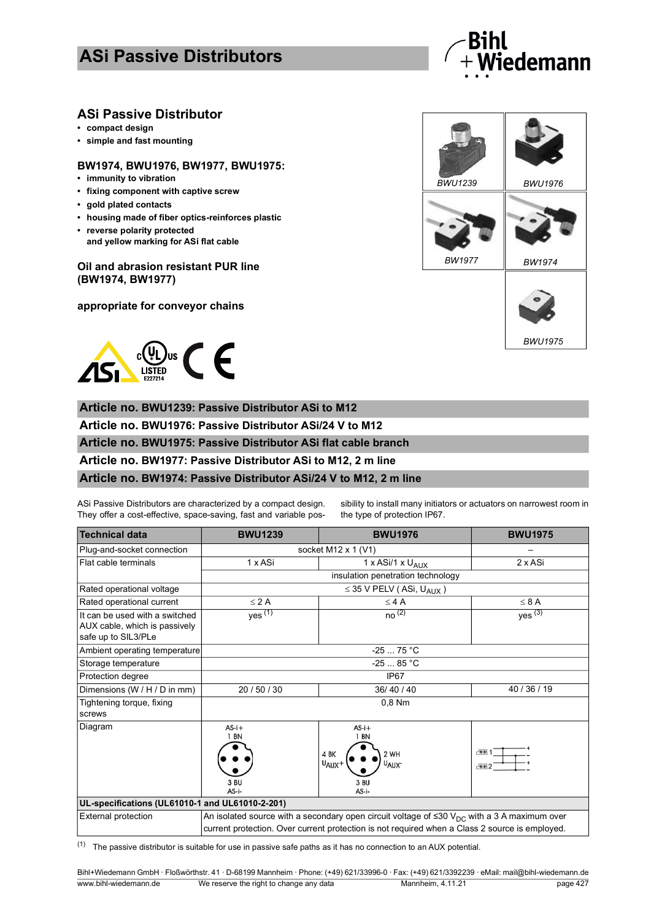# ASi Passive Distributors

## ASi Passive Distributor

- **compact design**
- **simple and fast mounting**

### BW1974, BWU1976, BW1977, BWU1975:

- **immunity to vibration**
- **fixing component with captive screw**
- **gold plated contacts**
- **housing made of fiber optics-reinforces plastic**
- **reverse polarity protected and yellow marking for ASi flat cable**

**Oil and abrasion resistant PUR line (BW1974, BW1977)**

**appropriate for conveyor chains**

*BWU1239* *BWU1976* *BW1977* *BW1974* *BWU1975*

**Article no. BWU1239: Passive Distributor ASi to M12**

**Article no. BWU1976: Passive Distributor ASi/24 V to M12**

**Article no. BWU1975: Passive Distributor ASi flat cable branch**

**Article no. BW1977: Passive Distributor ASi to M12, 2 m line**

**Article no. BW1974: Passive Distributor ASi/24 V to M12, 2 m line**

ASi Passive Distributors are characterized by a compact design. They offer a cost-effective, space-saving, fast and variable possibility to install many initiators or actuators on narrowest room in the type of protection IP67.

| Technical data | BWU1239 | BWU1976 | BWU1975 |
|---|---|---|---|
| Plug-and-socket connection | socket M12 x 1 (V1) | socket M12 x 1 (V1) | – |
| Flat cable terminals | 1 x ASi | 1 x ASi/1 x $U_{AUX}$ | 2 x ASi |
| | insulation penetration technology | insulation penetration technology | insulation penetration technology |
| Rated operational voltage | ≤ 35 V PELV ( ASi, $U_{AUX}$ ) | ≤ 35 V PELV ( ASi, $U_{AUX}$ ) | ≤ 35 V PELV ( ASi, $U_{AUX}$ ) |
| Rated operational current | ≤ 2 A | ≤ 4 A | ≤ 8 A |
| It can be used with a switched AUX cable, which is passively safe up to SIL3/PLe | yes (1) | no (2) | yes (3) |
| Ambient operating temperature | -25 ... 75 °C | -25 ... 75 °C | -25 ... 75 °C |
| Storage temperature | -25 ... 85 °C | -25 ... 85 °C | -25 ... 85 °C |
| Protection degree | IP67 | IP67 | IP67 |
| Dimensions (W / H / D in mm) | 20 / 50 / 30 | 36/ 40 / 40 | 40 / 36 / 19 |
| Tightening torque, fixing screws | 0,8 Nm | 0,8 Nm | 0,8 Nm |
| Diagram | AS-i+ 1 BN; 3 BU AS-i- | AS-i+ 1 BN; 4 BK $U_{AUX}$+; 2 WH $U_{AUX}$-; 3 BU AS-i- | 1; 2 |
| **UL-specifications (UL61010-1 and UL61010-2-201)** | | | |
| External protection | An isolated source with a secondary open circuit voltage of ≤30 $V_{DC}$ with a 3 A maximum over current protection. Over current protection is not required when a Class 2 source is employed. | | |

(1) The passive distributor is suitable for use in passive safe paths as it has no connection to an AUX potential.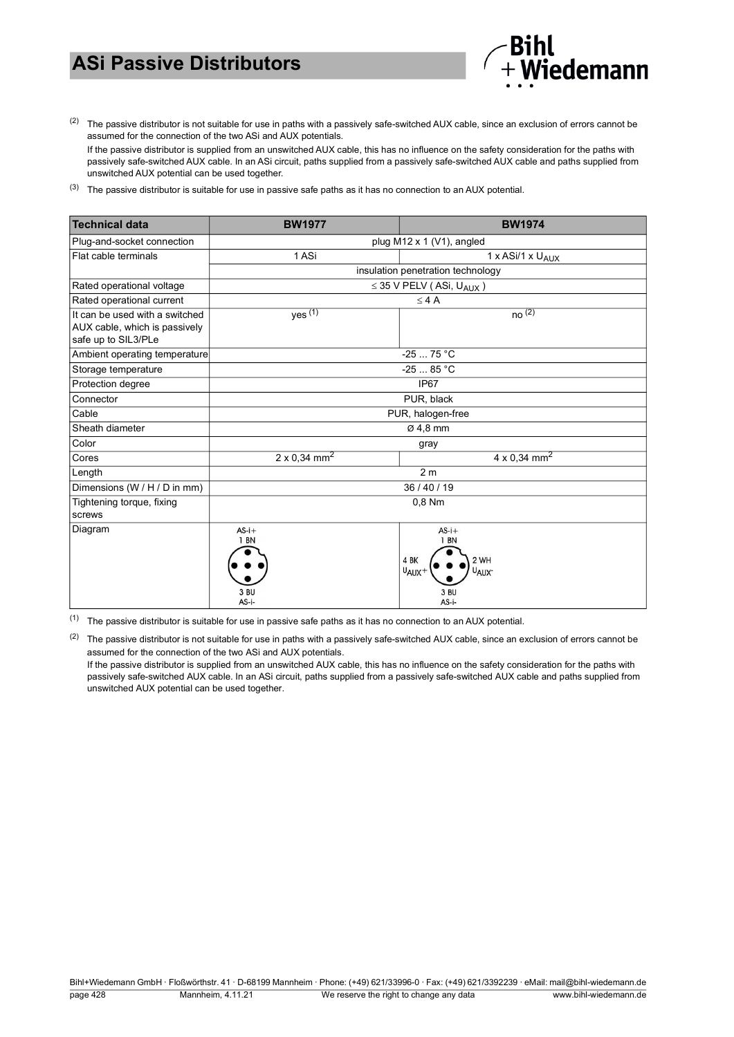# ASi Passive Distributors

(2) The passive distributor is not suitable for use in paths with a passively safe-switched AUX cable, since an exclusion of errors cannot be assumed for the connection of the two ASi and AUX potentials.
If the passive distributor is supplied from an unswitched AUX cable, this has no influence on the safety consideration for the paths with passively safe-switched AUX cable. In an ASi circuit, paths supplied from a passively safe-switched AUX cable and paths supplied from unswitched AUX potential can be used together.

(3) The passive distributor is suitable for use in passive safe paths as it has no connection to an AUX potential.

| Technical data | BW1977 | BW1974 |
|---|---|---|
| Plug-and-socket connection | plug M12 x 1 (V1), angled | |
| Flat cable terminals | 1 ASi | 1 x ASi/1 x $U_{AUX}$ |
| | insulation penetration technology | |
| Rated operational voltage | ≤ 35 V PELV ( ASi, $U_{AUX}$ ) | |
| Rated operational current | ≤ 4 A | |
| It can be used with a switched AUX cable, which is passively safe up to SIL3/PLe | yes (1) | no (2) |
| Ambient operating temperature | -25 ... 75 °C | |
| Storage temperature | -25 ... 85 °C | |
| Protection degree | IP67 | |
| Connector | PUR, black | |
| Cable | PUR, halogen-free | |
| Sheath diameter | Ø 4,8 mm | |
| Color | gray | |
| Cores | 2 x 0,34 $mm^2$ | 4 x 0,34 $mm^2$ |
| Length | 2 m | |
| Dimensions (W / H / D in mm) | 36 / 40 / 19 | |
| Tightening torque, fixing screws | 0,8 Nm | |
| Diagram | AS-i+ 1 BN; 3 BU AS-i- | AS-i+ 1 BN; 4 BK $U_{AUX}+$; 2 WH $U_{AUX}-$; 3 BU AS-i- |

(1) The passive distributor is suitable for use in passive safe paths as it has no connection to an AUX potential.

(2) The passive distributor is not suitable for use in paths with a passively safe-switched AUX cable, since an exclusion of errors cannot be assumed for the connection of the two ASi and AUX potentials.
If the passive distributor is supplied from an unswitched AUX cable, this has no influence on the safety consideration for the paths with passively safe-switched AUX cable. In an ASi circuit, paths supplied from a passively safe-switched AUX cable and paths supplied from unswitched AUX potential can be used together.